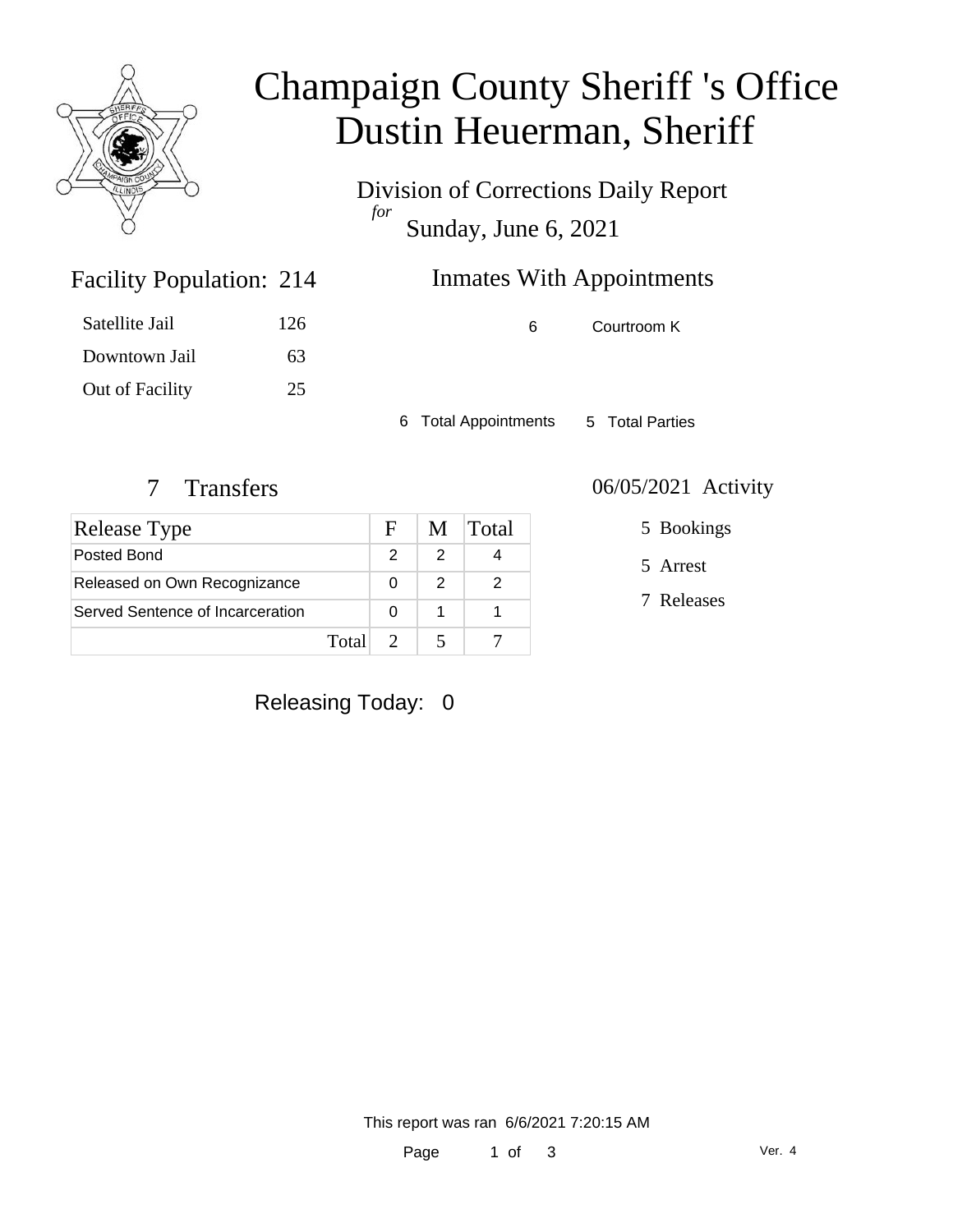# Champaign County Sheriff 's Office
# Dustin Heuerman, Sheriff

Division of Corrections Daily Report
*for*
Sunday, June 6, 2021

## Facility Population: 214

| | |
|---|---|
| Satellite Jail | 126 |
| Downtown Jail | 63 |
| Out of Facility | 25 |

## Inmates With Appointments

6 Courtroom K

6 Total Appointments 5 Total Parties

## 7 Transfers

| Release Type | F | M | Total |
|---|---|---|---|
| Posted Bond | 2 | 2 | 4 |
| Released on Own Recognizance | 0 | 2 | 2 |
| Served Sentence of Incarceration | 0 | 1 | 1 |
| Total | 2 | 5 | 7 |

## 06/05/2021 Activity

5 Bookings

5 Arrest

7 Releases

Releasing Today: 0

This report was ran 6/6/2021 7:20:15 AM

Ver. 4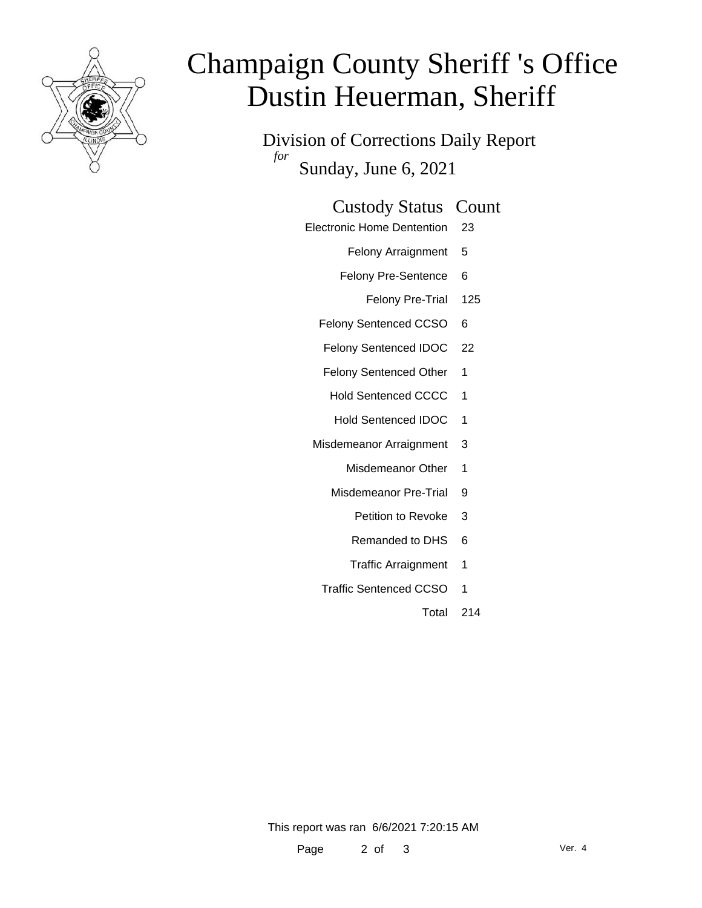# Champaign County Sheriff 's Office
# Dustin Heuerman, Sheriff

Division of Corrections Daily Report
*for*
Sunday, June 6, 2021

| Custody Status | Count |
| --- | --- |
| Electronic Home Dentention | 23 |
| Felony Arraignment | 5 |
| Felony Pre-Sentence | 6 |
| Felony Pre-Trial | 125 |
| Felony Sentenced CCSO | 6 |
| Felony Sentenced IDOC | 22 |
| Felony Sentenced Other | 1 |
| Hold Sentenced CCCC | 1 |
| Hold Sentenced IDOC | 1 |
| Misdemeanor Arraignment | 3 |
| Misdemeanor Other | 1 |
| Misdemeanor Pre-Trial | 9 |
| Petition to Revoke | 3 |
| Remanded to DHS | 6 |
| Traffic Arraignment | 1 |
| Traffic Sentenced CCSO | 1 |
| Total | 214 |

This report was ran 6/6/2021 7:20:15 AM

Ver. 4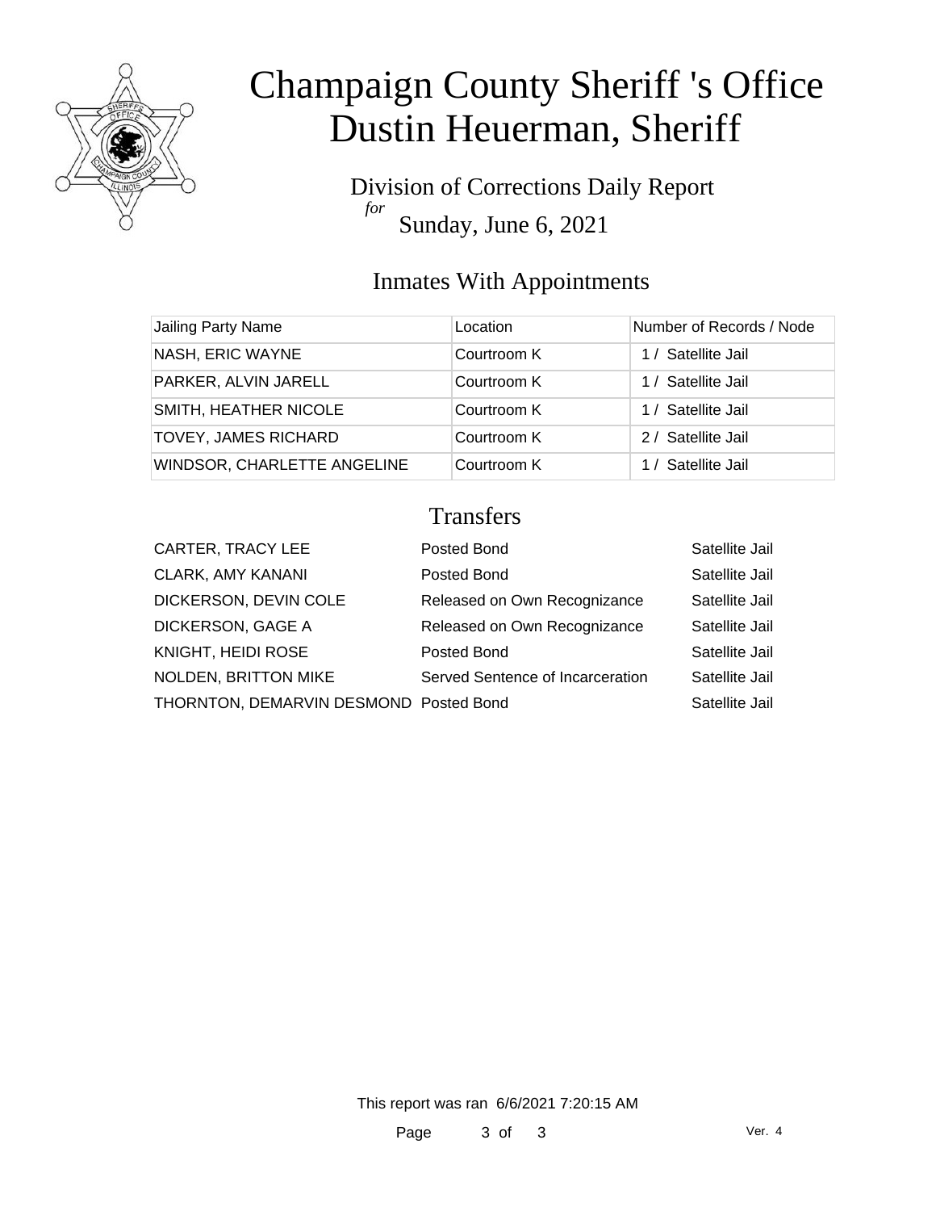# Champaign County Sheriff 's Office
# Dustin Heuerman, Sheriff

Division of Corrections Daily Report

*for*

Sunday, June 6, 2021

## Inmates With Appointments

| Jailing Party Name | Location | Number of Records / Node |
|---|---|---|
| NASH, ERIC WAYNE | Courtroom K | 1 / Satellite Jail |
| PARKER, ALVIN JARELL | Courtroom K | 1 / Satellite Jail |
| SMITH, HEATHER NICOLE | Courtroom K | 1 / Satellite Jail |
| TOVEY, JAMES RICHARD | Courtroom K | 2 / Satellite Jail |
| WINDSOR, CHARLETTE ANGELINE | Courtroom K | 1 / Satellite Jail |

## Transfers

| | | |
|---|---|---|
| CARTER, TRACY LEE | Posted Bond | Satellite Jail |
| CLARK, AMY KANANI | Posted Bond | Satellite Jail |
| DICKERSON, DEVIN COLE | Released on Own Recognizance | Satellite Jail |
| DICKERSON, GAGE A | Released on Own Recognizance | Satellite Jail |
| KNIGHT, HEIDI ROSE | Posted Bond | Satellite Jail |
| NOLDEN, BRITTON MIKE | Served Sentence of Incarceration | Satellite Jail |
| THORNTON, DEMARVIN DESMOND | Posted Bond | Satellite Jail |

This report was ran 6/6/2021 7:20:15 AM

Ver. 4